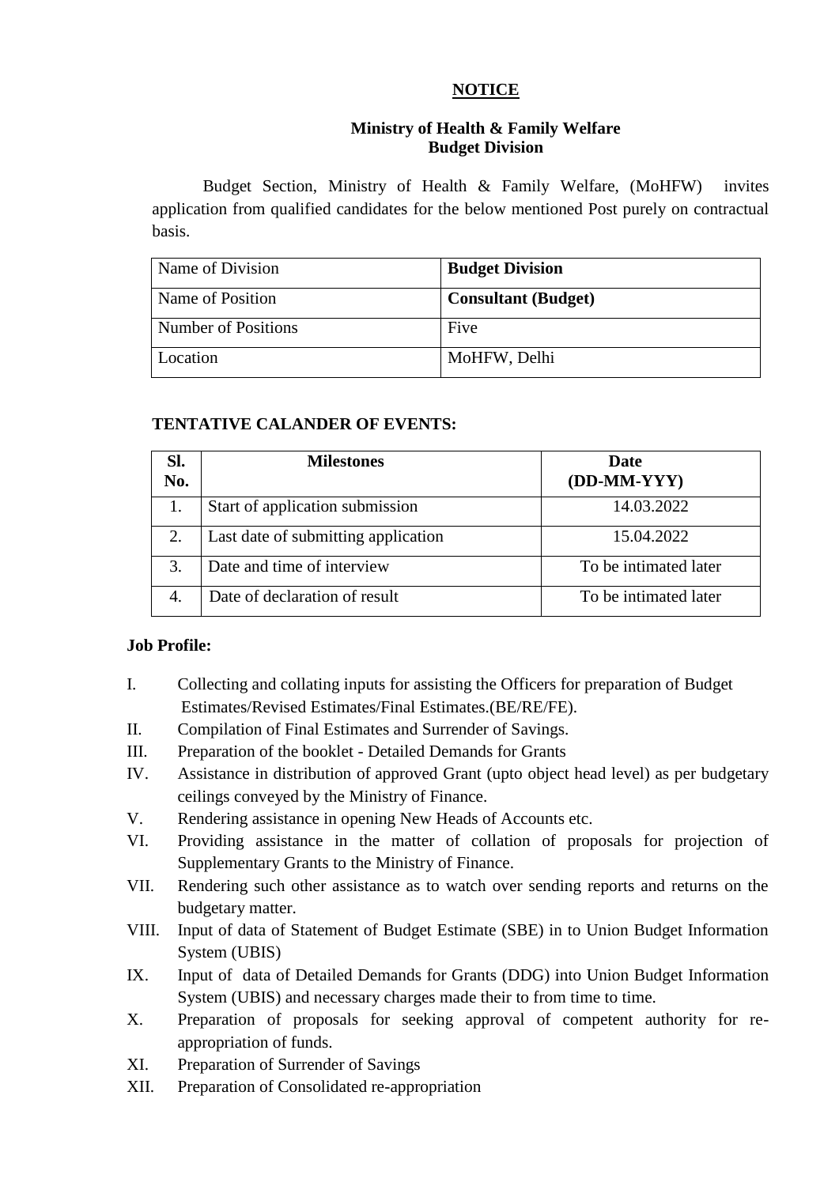# NOTICE

## Ministry of Health & Family Welfare
## Budget Division

Budget Section, Ministry of Health & Family Welfare, (MoHFW) invites application from qualified candidates for the below mentioned Post purely on contractual basis.

| Name of Division | **Budget Division** |
|---|---|
| Name of Position | **Consultant (Budget)** |
| Number of Positions | Five |
| Location | MoHFW, Delhi |

**TENTATIVE CALANDER OF EVENTS:**

| Sl. No. | Milestones | Date (DD-MM-YYY) |
|---|---|---|
| 1. | Start of application submission | 14.03.2022 |
| 2. | Last date of submitting application | 15.04.2022 |
| 3. | Date and time of interview | To be intimated later |
| 4. | Date of declaration of result | To be intimated later |

**Job Profile:**

I. Collecting and collating inputs for assisting the Officers for preparation of Budget Estimates/Revised Estimates/Final Estimates.(BE/RE/FE).
II. Compilation of Final Estimates and Surrender of Savings.
III. Preparation of the booklet - Detailed Demands for Grants
IV. Assistance in distribution of approved Grant (upto object head level) as per budgetary ceilings conveyed by the Ministry of Finance.
V. Rendering assistance in opening New Heads of Accounts etc.
VI. Providing assistance in the matter of collation of proposals for projection of Supplementary Grants to the Ministry of Finance.
VII. Rendering such other assistance as to watch over sending reports and returns on the budgetary matter.
VIII. Input of data of Statement of Budget Estimate (SBE) in to Union Budget Information System (UBIS)
IX. Input of data of Detailed Demands for Grants (DDG) into Union Budget Information System (UBIS) and necessary charges made their to from time to time.
X. Preparation of proposals for seeking approval of competent authority for re-appropriation of funds.
XI. Preparation of Surrender of Savings
XII. Preparation of Consolidated re-appropriation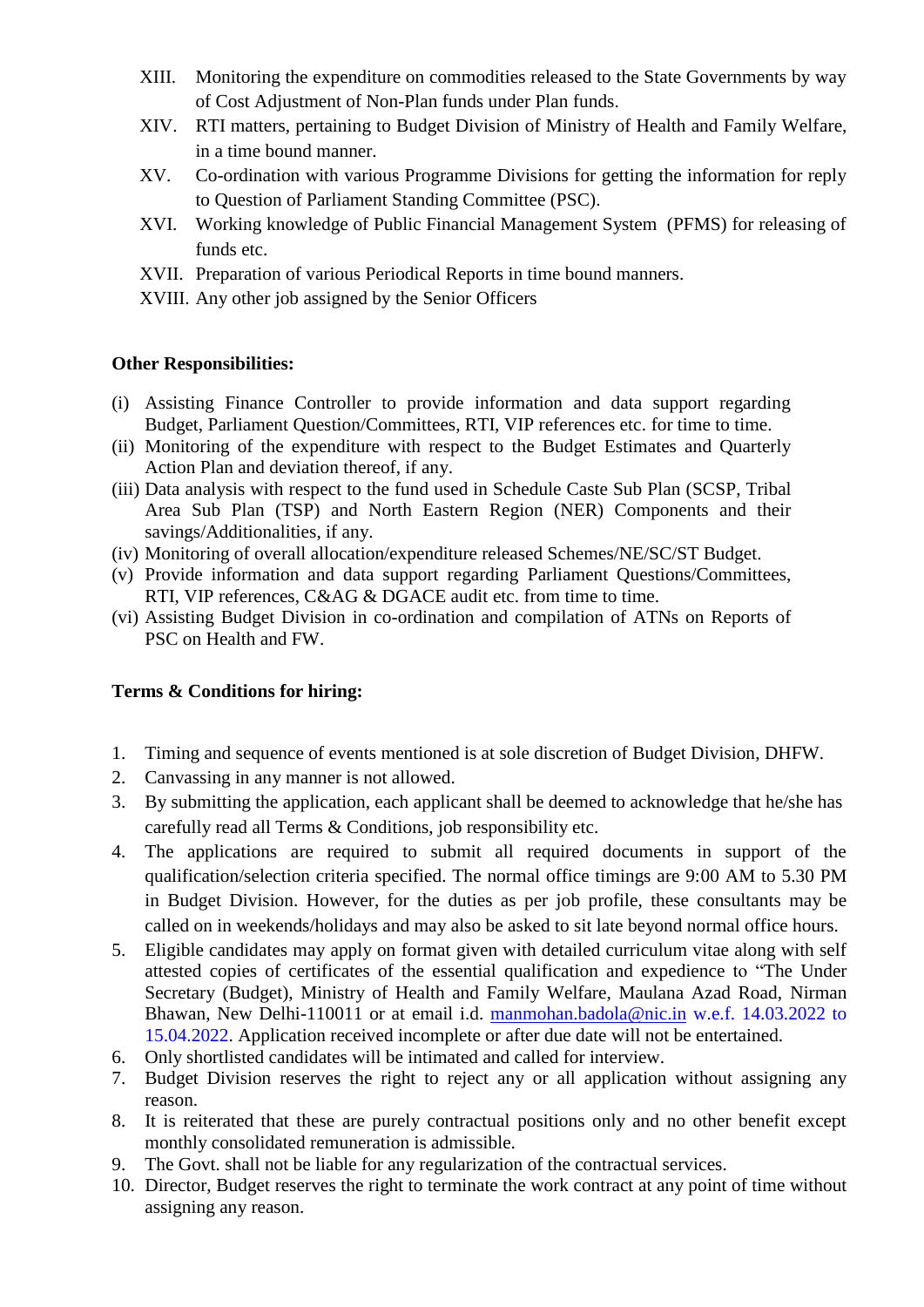XIII. Monitoring the expenditure on commodities released to the State Governments by way of Cost Adjustment of Non-Plan funds under Plan funds.

XIV. RTI matters, pertaining to Budget Division of Ministry of Health and Family Welfare, in a time bound manner.

XV. Co-ordination with various Programme Divisions for getting the information for reply to Question of Parliament Standing Committee (PSC).

XVI. Working knowledge of Public Financial Management System (PFMS) for releasing of funds etc.

XVII. Preparation of various Periodical Reports in time bound manners.

XVIII. Any other job assigned by the Senior Officers

**Other Responsibilities:**

(i) Assisting Finance Controller to provide information and data support regarding Budget, Parliament Question/Committees, RTI, VIP references etc. for time to time.

(ii) Monitoring of the expenditure with respect to the Budget Estimates and Quarterly Action Plan and deviation thereof, if any.

(iii) Data analysis with respect to the fund used in Schedule Caste Sub Plan (SCSP, Tribal Area Sub Plan (TSP) and North Eastern Region (NER) Components and their savings/Additionalities, if any.

(iv) Monitoring of overall allocation/expenditure released Schemes/NE/SC/ST Budget.

(v) Provide information and data support regarding Parliament Questions/Committees, RTI, VIP references, C&AG & DGACE audit etc. from time to time.

(vi) Assisting Budget Division in co-ordination and compilation of ATNs on Reports of PSC on Health and FW.

**Terms & Conditions for hiring:**

1. Timing and sequence of events mentioned is at sole discretion of Budget Division, DHFW.
2. Canvassing in any manner is not allowed.
3. By submitting the application, each applicant shall be deemed to acknowledge that he/she has carefully read all Terms & Conditions, job responsibility etc.
4. The applications are required to submit all required documents in support of the qualification/selection criteria specified. The normal office timings are 9:00 AM to 5.30 PM in Budget Division. However, for the duties as per job profile, these consultants may be called on in weekends/holidays and may also be asked to sit late beyond normal office hours.
5. Eligible candidates may apply on format given with detailed curriculum vitae along with self attested copies of certificates of the essential qualification and expedience to "The Under Secretary (Budget), Ministry of Health and Family Welfare, Maulana Azad Road, Nirman Bhawan, New Delhi-110011 or at email i.d. manmohan.badola@nic.in w.e.f. 14.03.2022 to 15.04.2022. Application received incomplete or after due date will not be entertained.
6. Only shortlisted candidates will be intimated and called for interview.
7. Budget Division reserves the right to reject any or all application without assigning any reason.
8. It is reiterated that these are purely contractual positions only and no other benefit except monthly consolidated remuneration is admissible.
9. The Govt. shall not be liable for any regularization of the contractual services.
10. Director, Budget reserves the right to terminate the work contract at any point of time without assigning any reason.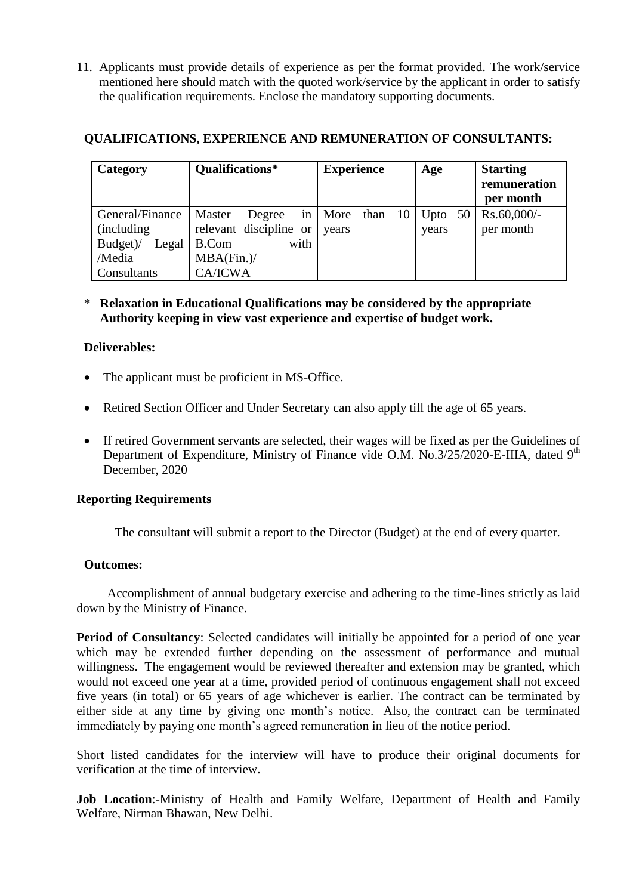11. Applicants must provide details of experience as per the format provided. The work/service mentioned here should match with the quoted work/service by the applicant in order to satisfy the qualification requirements. Enclose the mandatory supporting documents.

**QUALIFICATIONS, EXPERIENCE AND REMUNERATION OF CONSULTANTS:**

| Category | Qualifications* | Experience | Age | Starting remuneration per month |
|---|---|---|---|---|
| General/Finance (including Budget)/ Legal /Media Consultants | Master Degree in relevant discipline or B.Com with MBA(Fin.)/ CA/ICWA | More than 10 years | Upto 50 years | Rs.60,000/- per month |

\* **Relaxation in Educational Qualifications may be considered by the appropriate Authority keeping in view vast experience and expertise of budget work.**

**Deliverables:**

- The applicant must be proficient in MS-Office.
- Retired Section Officer and Under Secretary can also apply till the age of 65 years.
- If retired Government servants are selected, their wages will be fixed as per the Guidelines of Department of Expenditure, Ministry of Finance vide O.M. No.3/25/2020-E-IIIA, dated 9th December, 2020

**Reporting Requirements**

The consultant will submit a report to the Director (Budget) at the end of every quarter.

**Outcomes:**

Accomplishment of annual budgetary exercise and adhering to the time-lines strictly as laid down by the Ministry of Finance.

**Period of Consultancy**: Selected candidates will initially be appointed for a period of one year which may be extended further depending on the assessment of performance and mutual willingness. The engagement would be reviewed thereafter and extension may be granted, which would not exceed one year at a time, provided period of continuous engagement shall not exceed five years (in total) or 65 years of age whichever is earlier. The contract can be terminated by either side at any time by giving one month's notice. Also, the contract can be terminated immediately by paying one month's agreed remuneration in lieu of the notice period.

Short listed candidates for the interview will have to produce their original documents for verification at the time of interview.

**Job Location**:-Ministry of Health and Family Welfare, Department of Health and Family Welfare, Nirman Bhawan, New Delhi.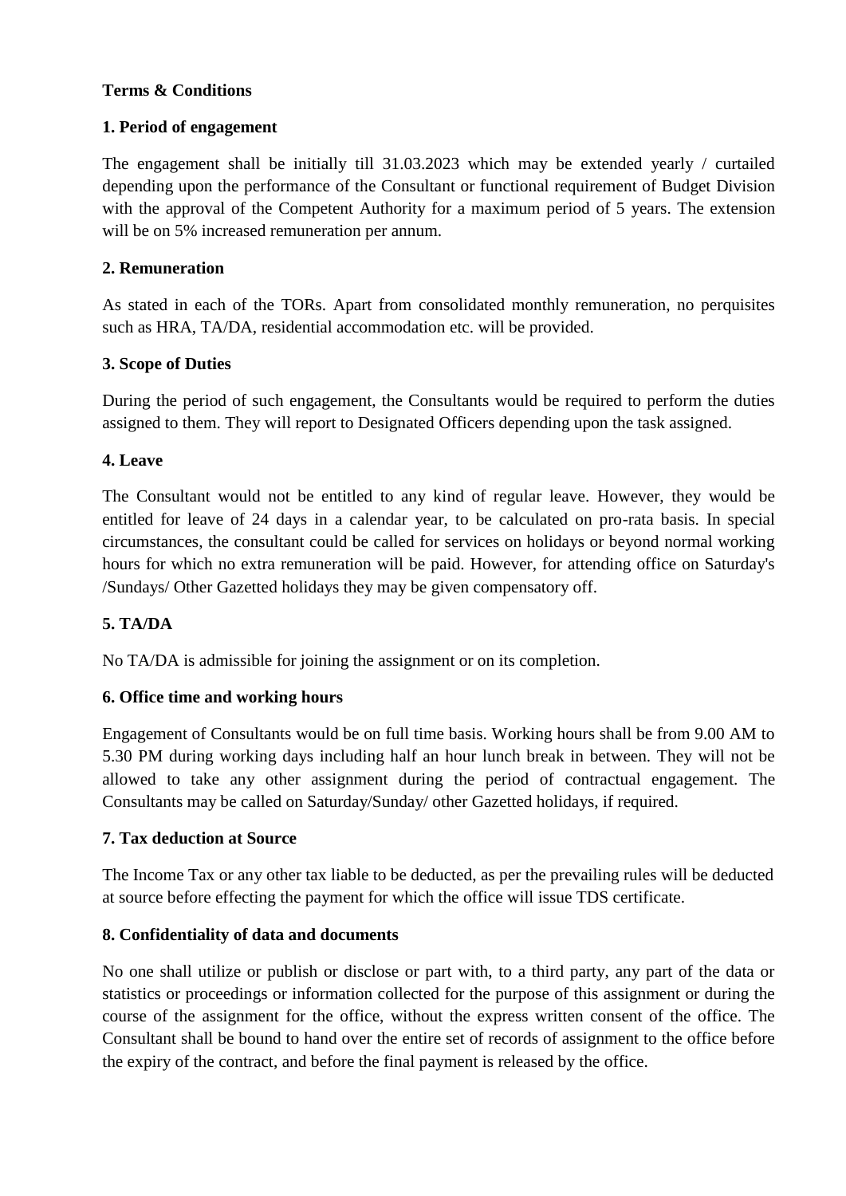**Terms & Conditions**

**1. Period of engagement**

The engagement shall be initially till 31.03.2023 which may be extended yearly / curtailed depending upon the performance of the Consultant or functional requirement of Budget Division with the approval of the Competent Authority for a maximum period of 5 years. The extension will be on 5% increased remuneration per annum.

**2. Remuneration**

As stated in each of the TORs. Apart from consolidated monthly remuneration, no perquisites such as HRA, TA/DA, residential accommodation etc. will be provided.

**3. Scope of Duties**

During the period of such engagement, the Consultants would be required to perform the duties assigned to them. They will report to Designated Officers depending upon the task assigned.

**4. Leave**

The Consultant would not be entitled to any kind of regular leave. However, they would be entitled for leave of 24 days in a calendar year, to be calculated on pro-rata basis. In special circumstances, the consultant could be called for services on holidays or beyond normal working hours for which no extra remuneration will be paid. However, for attending office on Saturday's /Sundays/ Other Gazetted holidays they may be given compensatory off.

**5. TA/DA**

No TA/DA is admissible for joining the assignment or on its completion.

**6. Office time and working hours**

Engagement of Consultants would be on full time basis. Working hours shall be from 9.00 AM to 5.30 PM during working days including half an hour lunch break in between. They will not be allowed to take any other assignment during the period of contractual engagement. The Consultants may be called on Saturday/Sunday/ other Gazetted holidays, if required.

**7. Tax deduction at Source**

The Income Tax or any other tax liable to be deducted, as per the prevailing rules will be deducted at source before effecting the payment for which the office will issue TDS certificate.

**8. Confidentiality of data and documents**

No one shall utilize or publish or disclose or part with, to a third party, any part of the data or statistics or proceedings or information collected for the purpose of this assignment or during the course of the assignment for the office, without the express written consent of the office. The Consultant shall be bound to hand over the entire set of records of assignment to the office before the expiry of the contract, and before the final payment is released by the office.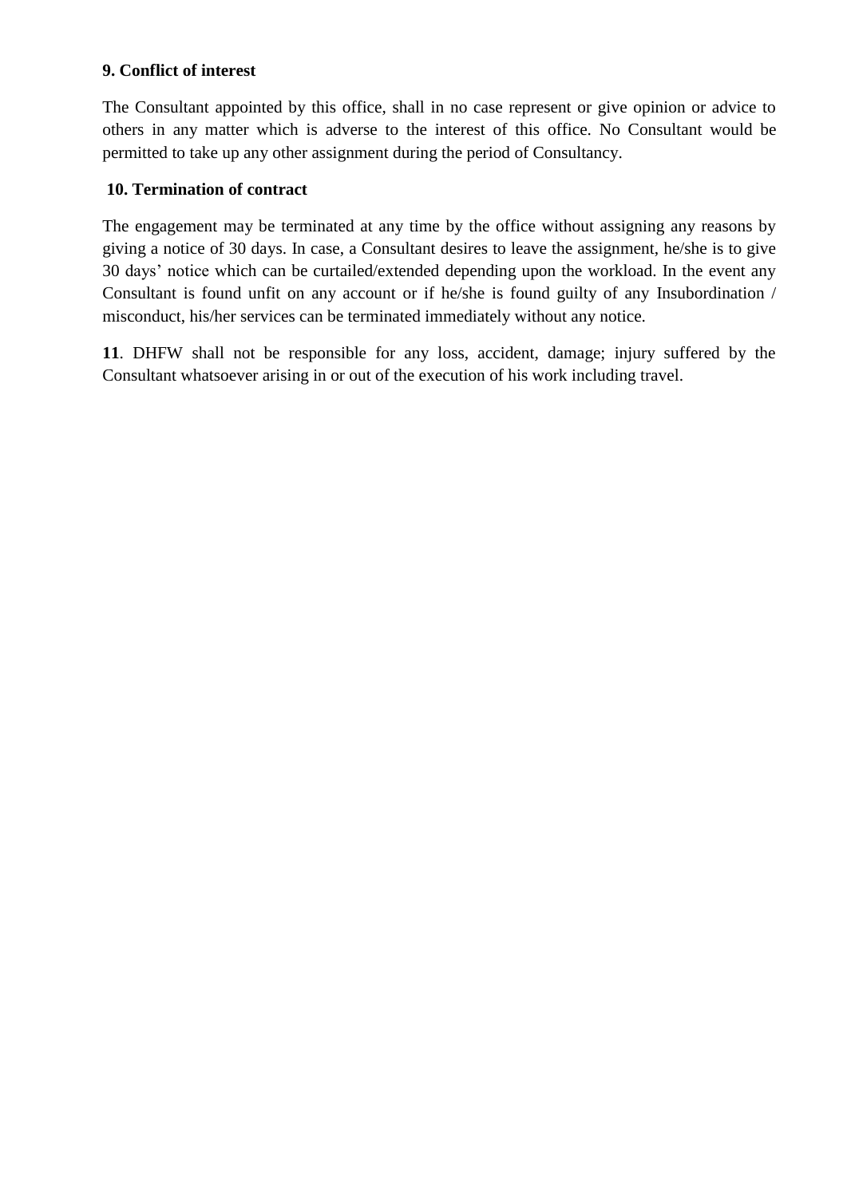**9. Conflict of interest**

The Consultant appointed by this office, shall in no case represent or give opinion or advice to others in any matter which is adverse to the interest of this office. No Consultant would be permitted to take up any other assignment during the period of Consultancy.

**10. Termination of contract**

The engagement may be terminated at any time by the office without assigning any reasons by giving a notice of 30 days. In case, a Consultant desires to leave the assignment, he/she is to give 30 days' notice which can be curtailed/extended depending upon the workload. In the event any Consultant is found unfit on any account or if he/she is found guilty of any Insubordination / misconduct, his/her services can be terminated immediately without any notice.

**11**. DHFW shall not be responsible for any loss, accident, damage; injury suffered by the Consultant whatsoever arising in or out of the execution of his work including travel.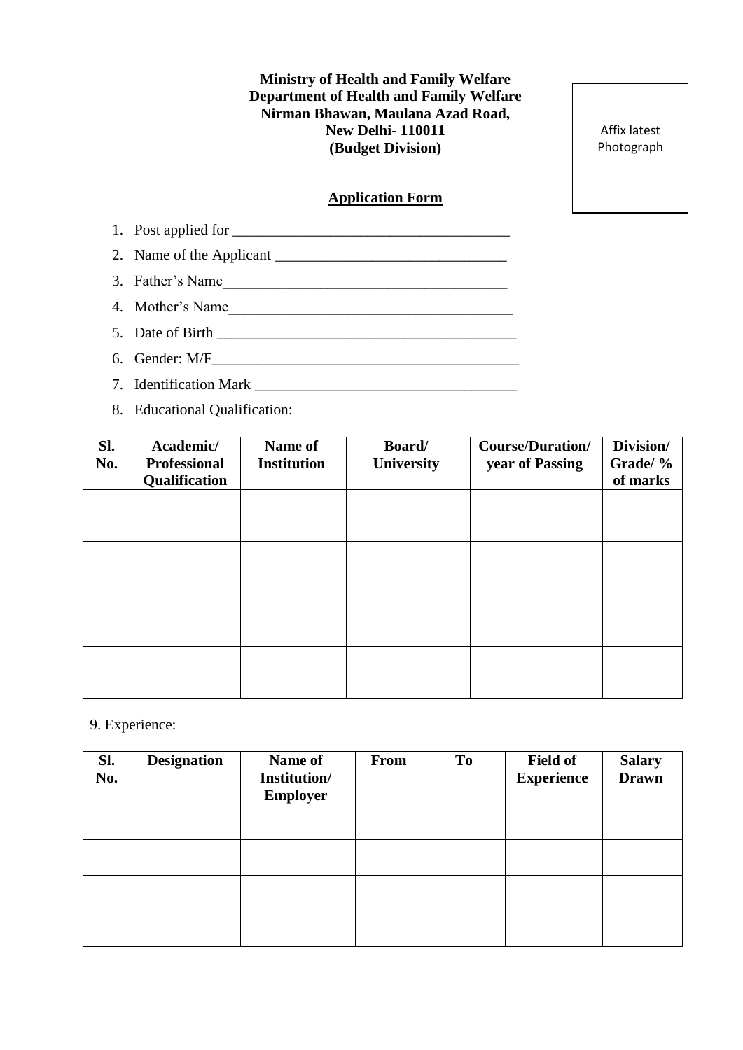**Ministry of Health and Family Welfare**
**Department of Health and Family Welfare**
**Nirman Bhawan, Maulana Azad Road,**
**New Delhi- 110011**
**(Budget Division)**

Affix latest Photograph

**Application Form**

1. Post applied for ____________________________________
2. Name of the Applicant ______________________________
3. Father's Name_____________________________________
4. Mother's Name_____________________________________
5. Date of Birth ______________________________________
6. Gender: M/F________________________________________
7. Identification Mark _________________________________
8. Educational Qualification:

| Sl. No. | Academic/ Professional Qualification | Name of Institution | Board/ University | Course/Duration/ year of Passing | Division/ Grade/ % of marks |
|---|---|---|---|---|---|
| | | | | | |
| | | | | | |
| | | | | | |
| | | | | | |

9. Experience:

| Sl. No. | Designation | Name of Institution/ Employer | From | To | Field of Experience | Salary Drawn |
|---|---|---|---|---|---|---|
| | | | | | | |
| | | | | | | |
| | | | | | | |
| | | | | | | |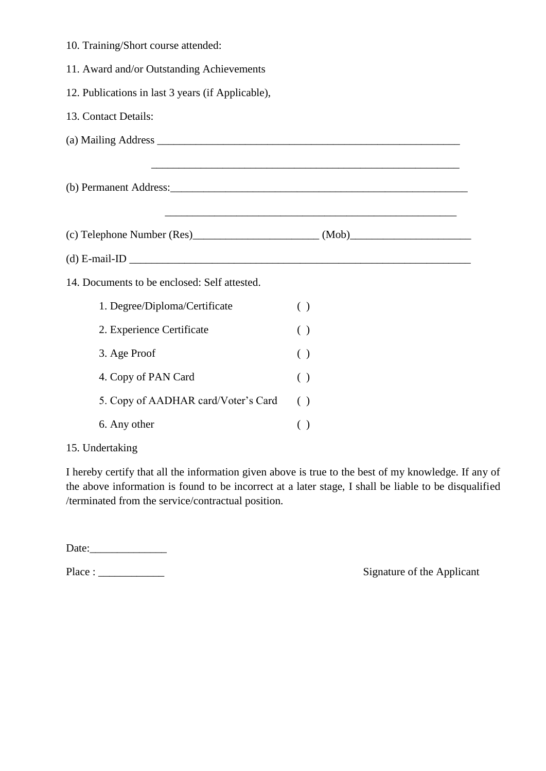10. Training/Short course attended:

11. Award and/or Outstanding Achievements

12. Publications in last 3 years (if Applicable),

13. Contact Details:

(a) Mailing Address ____________________________________________________________

____________________________________________________________

(b) Permanent Address:____________________________________________________________

__________________________________________________________

(c) Telephone Number (Res)________________________ (Mob)______________________

(d) E-mail-ID ____________________________________________________________________

14. Documents to be enclosed: Self attested.

| | |
|---|---|
| 1. Degree/Diploma/Certificate | ( ) |
| 2. Experience Certificate | ( ) |
| 3. Age Proof | ( ) |
| 4. Copy of PAN Card | ( ) |
| 5. Copy of AADHAR card/Voter's Card | ( ) |
| 6. Any other | ( ) |

15. Undertaking

I hereby certify that all the information given above is true to the best of my knowledge. If any of the above information is found to be incorrect at a later stage, I shall be liable to be disqualified /terminated from the service/contractual position.

Date:______________

Place : ____________

Signature of the Applicant